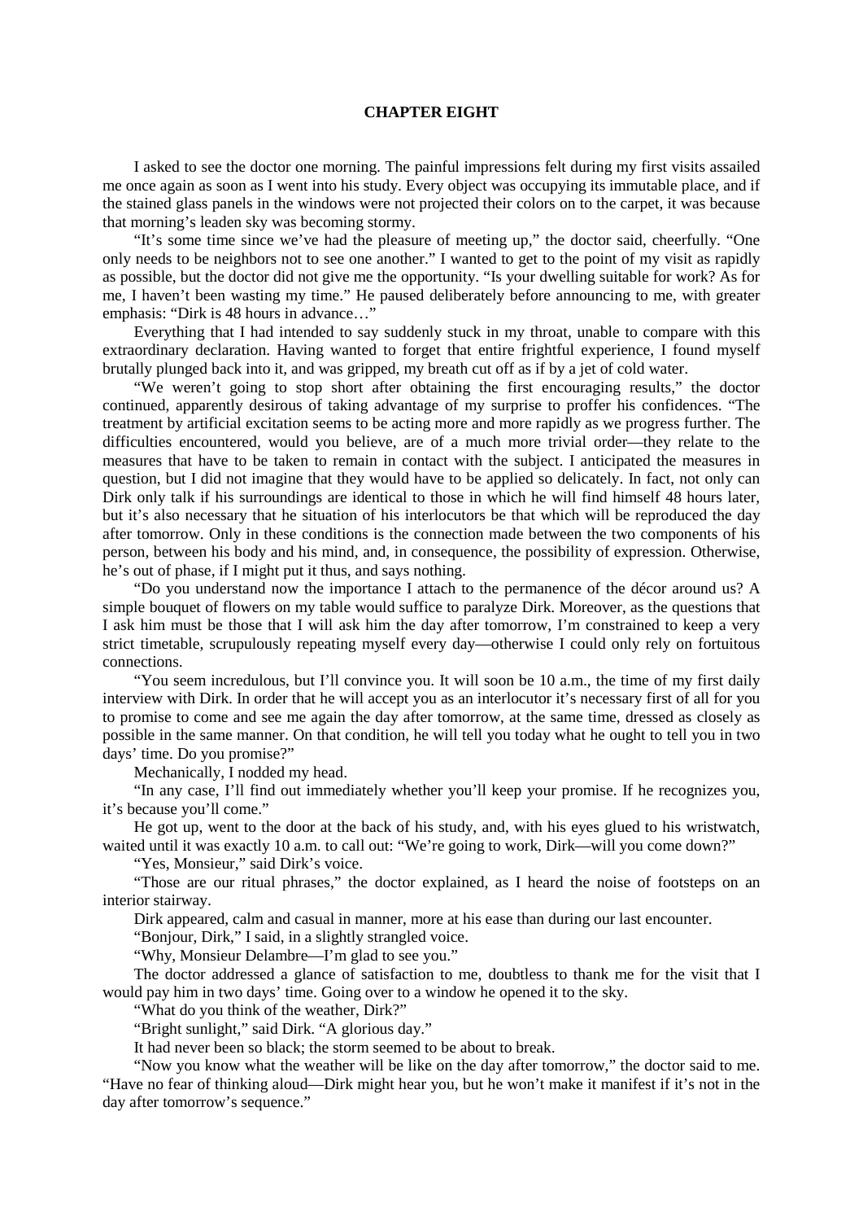### CHAPTER EIGHT

I asked to see the doctor one morning. The painful impressions felt during my first visits assailed me once again as soon as I went into his study. Every object was occupying its immutable place, and if the stained glass panels in the windows were not projected their colors on to the carpet, it was because that morning's leaden sky was becoming stormy.

"It's some time since we've had the pleasure of meeting up," the doctor said, cheerfully. "One only needs to be neighbors not to see one another." I wanted to get to the point of my visit as rapidly as possible, but the doctor did not give me the opportunity. "Is your dwelling suitable for work? As for me, I haven't been wasting my time." He paused deliberately before announcing to me, with greater emphasis: "Dirk is 48 hours in advance…"

Everything that I had intended to say suddenly stuck in my throat, unable to compare with this extraordinary declaration. Having wanted to forget that entire frightful experience, I found myself brutally plunged back into it, and was gripped, my breath cut off as if by a jet of cold water.

"We weren't going to stop short after obtaining the first encouraging results," the doctor continued, apparently desirous of taking advantage of my surprise to proffer his confidences. "The treatment by artificial excitation seems to be acting more and more rapidly as we progress further. The difficulties encountered, would you believe, are of a much more trivial order—they relate to the measures that have to be taken to remain in contact with the subject. I anticipated the measures in question, but I did not imagine that they would have to be applied so delicately. In fact, not only can Dirk only talk if his surroundings are identical to those in which he will find himself 48 hours later, but it's also necessary that he situation of his interlocutors be that which will be reproduced the day after tomorrow. Only in these conditions is the connection made between the two components of his person, between his body and his mind, and, in consequence, the possibility of expression. Otherwise, he's out of phase, if I might put it thus, and says nothing.

"Do you understand now the importance I attach to the permanence of the décor around us? A simple bouquet of flowers on my table would suffice to paralyze Dirk. Moreover, as the questions that I ask him must be those that I will ask him the day after tomorrow, I'm constrained to keep a very strict timetable, scrupulously repeating myself every day—otherwise I could only rely on fortuitous connections.

"You seem incredulous, but I'll convince you. It will soon be 10 a.m., the time of my first daily interview with Dirk. In order that he will accept you as an interlocutor it's necessary first of all for you to promise to come and see me again the day after tomorrow, at the same time, dressed as closely as possible in the same manner. On that condition, he will tell you today what he ought to tell you in two days' time. Do you promise?"

Mechanically, I nodded my head.

"In any case, I'll find out immediately whether you'll keep your promise. If he recognizes you, it's because you'll come."

He got up, went to the door at the back of his study, and, with his eyes glued to his wristwatch, waited until it was exactly 10 a.m. to call out: "We're going to work, Dirk—will you come down?"

"Yes, Monsieur," said Dirk's voice.

"Those are our ritual phrases," the doctor explained, as I heard the noise of footsteps on an interior stairway.

Dirk appeared, calm and casual in manner, more at his ease than during our last encounter.

"Bonjour, Dirk," I said, in a slightly strangled voice.

"Why, Monsieur Delambre—I'm glad to see you."

The doctor addressed a glance of satisfaction to me, doubtless to thank me for the visit that I would pay him in two days' time. Going over to a window he opened it to the sky.

"What do you think of the weather, Dirk?"

"Bright sunlight," said Dirk. "A glorious day."

It had never been so black; the storm seemed to be about to break.

"Now you know what the weather will be like on the day after tomorrow," the doctor said to me. "Have no fear of thinking aloud—Dirk might hear you, but he won't make it manifest if it's not in the day after tomorrow's sequence."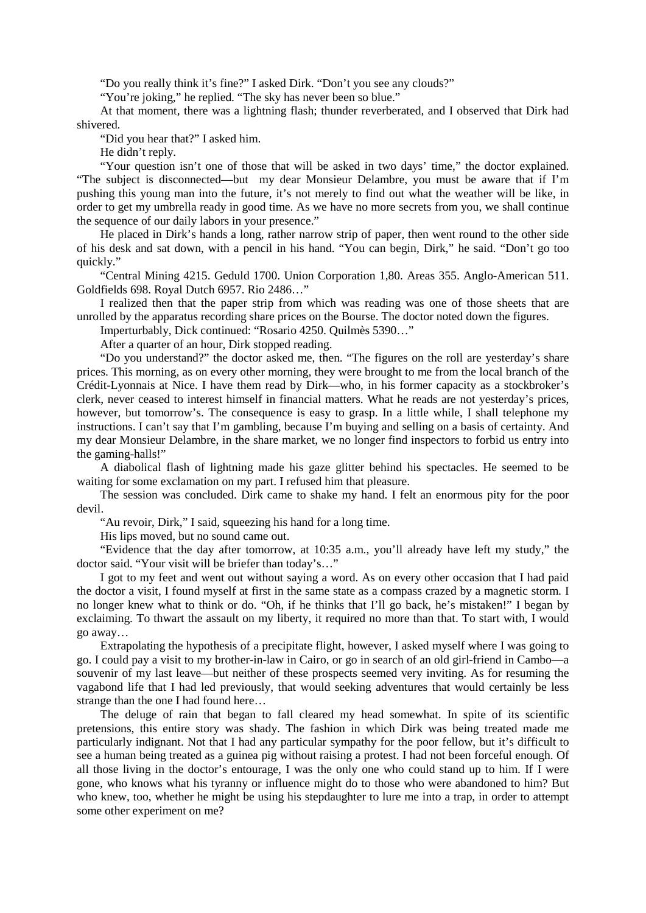"Do you really think it's fine?" I asked Dirk. "Don't you see any clouds?"

"You're joking," he replied. "The sky has never been so blue."

At that moment, there was a lightning flash; thunder reverberated, and I observed that Dirk had shivered.

"Did you hear that?" I asked him.

He didn't reply.

"Your question isn't one of those that will be asked in two days' time," the doctor explained. "The subject is disconnected—but my dear Monsieur Delambre, you must be aware that if I'm pushing this young man into the future, it's not merely to find out what the weather will be like, in order to get my umbrella ready in good time. As we have no more secrets from you, we shall continue the sequence of our daily labors in your presence."

He placed in Dirk's hands a long, rather narrow strip of paper, then went round to the other side of his desk and sat down, with a pencil in his hand. "You can begin, Dirk," he said. "Don't go too quickly."

"Central Mining 4215. Geduld 1700. Union Corporation 1,80. Areas 355. Anglo-American 511. Goldfields 698. Royal Dutch 6957. Rio 2486…"

I realized then that the paper strip from which was reading was one of those sheets that are unrolled by the apparatus recording share prices on the Bourse. The doctor noted down the figures.

Imperturbably, Dick continued: "Rosario 4250. Quilmès 5390…"

After a quarter of an hour, Dirk stopped reading.

"Do you understand?" the doctor asked me, then. "The figures on the roll are yesterday's share prices. This morning, as on every other morning, they were brought to me from the local branch of the Crédit-Lyonnais at Nice. I have them read by Dirk—who, in his former capacity as a stockbroker's clerk, never ceased to interest himself in financial matters. What he reads are not yesterday's prices, however, but tomorrow's. The consequence is easy to grasp. In a little while, I shall telephone my instructions. I can't say that I'm gambling, because I'm buying and selling on a basis of certainty. And my dear Monsieur Delambre, in the share market, we no longer find inspectors to forbid us entry into the gaming-halls!"

A diabolical flash of lightning made his gaze glitter behind his spectacles. He seemed to be waiting for some exclamation on my part. I refused him that pleasure.

The session was concluded. Dirk came to shake my hand. I felt an enormous pity for the poor devil.

"Au revoir, Dirk," I said, squeezing his hand for a long time.

His lips moved, but no sound came out.

"Evidence that the day after tomorrow, at 10:35 a.m., you'll already have left my study," the doctor said. "Your visit will be briefer than today's…"

I got to my feet and went out without saying a word. As on every other occasion that I had paid the doctor a visit, I found myself at first in the same state as a compass crazed by a magnetic storm. I no longer knew what to think or do. "Oh, if he thinks that I'll go back, he's mistaken!" I began by exclaiming. To thwart the assault on my liberty, it required no more than that. To start with, I would go away…

Extrapolating the hypothesis of a precipitate flight, however, I asked myself where I was going to go. I could pay a visit to my brother-in-law in Cairo, or go in search of an old girl-friend in Cambo—a souvenir of my last leave—but neither of these prospects seemed very inviting. As for resuming the vagabond life that I had led previously, that would seeking adventures that would certainly be less strange than the one I had found here…

The deluge of rain that began to fall cleared my head somewhat. In spite of its scientific pretensions, this entire story was shady. The fashion in which Dirk was being treated made me particularly indignant. Not that I had any particular sympathy for the poor fellow, but it's difficult to see a human being treated as a guinea pig without raising a protest. I had not been forceful enough. Of all those living in the doctor's entourage, I was the only one who could stand up to him. If I were gone, who knows what his tyranny or influence might do to those who were abandoned to him? But who knew, too, whether he might be using his stepdaughter to lure me into a trap, in order to attempt some other experiment on me?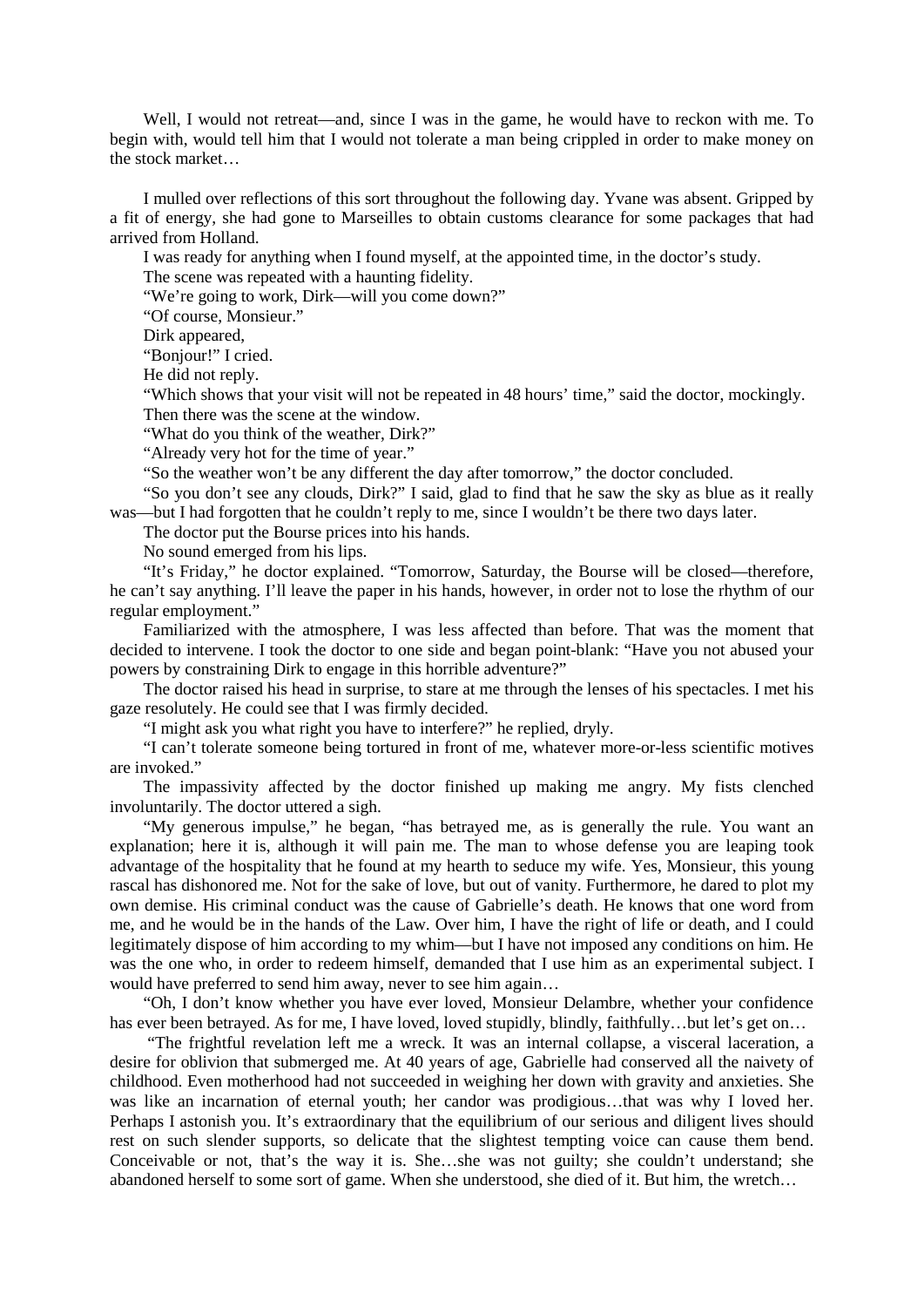Well, I would not retreat—and, since I was in the game, he would have to reckon with me. To begin with, would tell him that I would not tolerate a man being crippled in order to make money on the stock market…

I mulled over reflections of this sort throughout the following day. Yvane was absent. Gripped by a fit of energy, she had gone to Marseilles to obtain customs clearance for some packages that had arrived from Holland.

I was ready for anything when I found myself, at the appointed time, in the doctor's study.

The scene was repeated with a haunting fidelity.

"We're going to work, Dirk—will you come down?"

"Of course, Monsieur."

Dirk appeared,

"Bonjour!" I cried.

He did not reply.

"Which shows that your visit will not be repeated in 48 hours' time," said the doctor, mockingly.

Then there was the scene at the window.

"What do you think of the weather, Dirk?"

"Already very hot for the time of year."

"So the weather won't be any different the day after tomorrow," the doctor concluded.

"So you don't see any clouds, Dirk?" I said, glad to find that he saw the sky as blue as it really was—but I had forgotten that he couldn't reply to me, since I wouldn't be there two days later.

The doctor put the Bourse prices into his hands.

No sound emerged from his lips.

"It's Friday," he doctor explained. "Tomorrow, Saturday, the Bourse will be closed—therefore, he can't say anything. I'll leave the paper in his hands, however, in order not to lose the rhythm of our regular employment."

Familiarized with the atmosphere, I was less affected than before. That was the moment that decided to intervene. I took the doctor to one side and began point-blank: "Have you not abused your powers by constraining Dirk to engage in this horrible adventure?"

The doctor raised his head in surprise, to stare at me through the lenses of his spectacles. I met his gaze resolutely. He could see that I was firmly decided.

"I might ask you what right you have to interfere?" he replied, dryly.

"I can't tolerate someone being tortured in front of me, whatever more-or-less scientific motives are invoked."

The impassivity affected by the doctor finished up making me angry. My fists clenched involuntarily. The doctor uttered a sigh.

"My generous impulse," he began, "has betrayed me, as is generally the rule. You want an explanation; here it is, although it will pain me. The man to whose defense you are leaping took advantage of the hospitality that he found at my hearth to seduce my wife. Yes, Monsieur, this young rascal has dishonored me. Not for the sake of love, but out of vanity. Furthermore, he dared to plot my own demise. His criminal conduct was the cause of Gabrielle's death. He knows that one word from me, and he would be in the hands of the Law. Over him, I have the right of life or death, and I could legitimately dispose of him according to my whim—but I have not imposed any conditions on him. He was the one who, in order to redeem himself, demanded that I use him as an experimental subject. I would have preferred to send him away, never to see him again…

"Oh, I don't know whether you have ever loved, Monsieur Delambre, whether your confidence has ever been betrayed. As for me, I have loved, loved stupidly, blindly, faithfully…but let's get on…

"The frightful revelation left me a wreck. It was an internal collapse, a visceral laceration, a desire for oblivion that submerged me. At 40 years of age, Gabrielle had conserved all the naivety of childhood. Even motherhood had not succeeded in weighing her down with gravity and anxieties. She was like an incarnation of eternal youth; her candor was prodigious…that was why I loved her. Perhaps I astonish you. It's extraordinary that the equilibrium of our serious and diligent lives should rest on such slender supports, so delicate that the slightest tempting voice can cause them bend. Conceivable or not, that's the way it is. She…she was not guilty; she couldn't understand; she abandoned herself to some sort of game. When she understood, she died of it. But him, the wretch…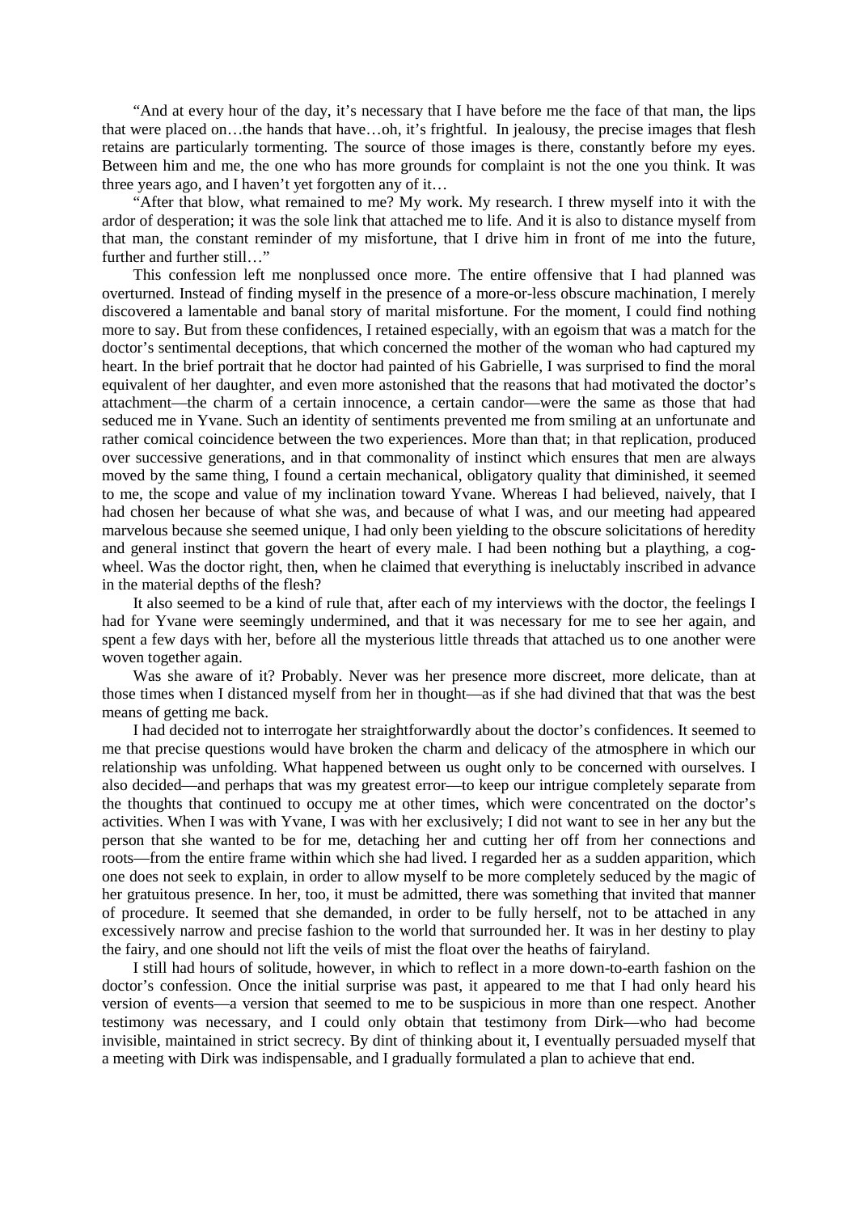"And at every hour of the day, it's necessary that I have before me the face of that man, the lips that were placed on…the hands that have…oh, it's frightful. In jealousy, the precise images that flesh retains are particularly tormenting. The source of those images is there, constantly before my eyes. Between him and me, the one who has more grounds for complaint is not the one you think. It was three years ago, and I haven't yet forgotten any of it…

"After that blow, what remained to me? My work. My research. I threw myself into it with the ardor of desperation; it was the sole link that attached me to life. And it is also to distance myself from that man, the constant reminder of my misfortune, that I drive him in front of me into the future, further and further still…"

This confession left me nonplussed once more. The entire offensive that I had planned was overturned. Instead of finding myself in the presence of a more-or-less obscure machination, I merely discovered a lamentable and banal story of marital misfortune. For the moment, I could find nothing more to say. But from these confidences, I retained especially, with an egoism that was a match for the doctor's sentimental deceptions, that which concerned the mother of the woman who had captured my heart. In the brief portrait that he doctor had painted of his Gabrielle, I was surprised to find the moral equivalent of her daughter, and even more astonished that the reasons that had motivated the doctor's attachment—the charm of a certain innocence, a certain candor—were the same as those that had seduced me in Yvane. Such an identity of sentiments prevented me from smiling at an unfortunate and rather comical coincidence between the two experiences. More than that; in that replication, produced over successive generations, and in that commonality of instinct which ensures that men are always moved by the same thing, I found a certain mechanical, obligatory quality that diminished, it seemed to me, the scope and value of my inclination toward Yvane. Whereas I had believed, naively, that I had chosen her because of what she was, and because of what I was, and our meeting had appeared marvelous because she seemed unique, I had only been yielding to the obscure solicitations of heredity and general instinct that govern the heart of every male. I had been nothing but a plaything, a cog-wheel. Was the doctor right, then, when he claimed that everything is ineluctably inscribed in advance in the material depths of the flesh?

It also seemed to be a kind of rule that, after each of my interviews with the doctor, the feelings I had for Yvane were seemingly undermined, and that it was necessary for me to see her again, and spent a few days with her, before all the mysterious little threads that attached us to one another were woven together again.

Was she aware of it? Probably. Never was her presence more discreet, more delicate, than at those times when I distanced myself from her in thought—as if she had divined that that was the best means of getting me back.

I had decided not to interrogate her straightforwardly about the doctor's confidences. It seemed to me that precise questions would have broken the charm and delicacy of the atmosphere in which our relationship was unfolding. What happened between us ought only to be concerned with ourselves. I also decided—and perhaps that was my greatest error—to keep our intrigue completely separate from the thoughts that continued to occupy me at other times, which were concentrated on the doctor's activities. When I was with Yvane, I was with her exclusively; I did not want to see in her any but the person that she wanted to be for me, detaching her and cutting her off from her connections and roots—from the entire frame within which she had lived. I regarded her as a sudden apparition, which one does not seek to explain, in order to allow myself to be more completely seduced by the magic of her gratuitous presence. In her, too, it must be admitted, there was something that invited that manner of procedure. It seemed that she demanded, in order to be fully herself, not to be attached in any excessively narrow and precise fashion to the world that surrounded her. It was in her destiny to play the fairy, and one should not lift the veils of mist the float over the heaths of fairyland.

I still had hours of solitude, however, in which to reflect in a more down-to-earth fashion on the doctor's confession. Once the initial surprise was past, it appeared to me that I had only heard his version of events—a version that seemed to me to be suspicious in more than one respect. Another testimony was necessary, and I could only obtain that testimony from Dirk—who had become invisible, maintained in strict secrecy. By dint of thinking about it, I eventually persuaded myself that a meeting with Dirk was indispensable, and I gradually formulated a plan to achieve that end.